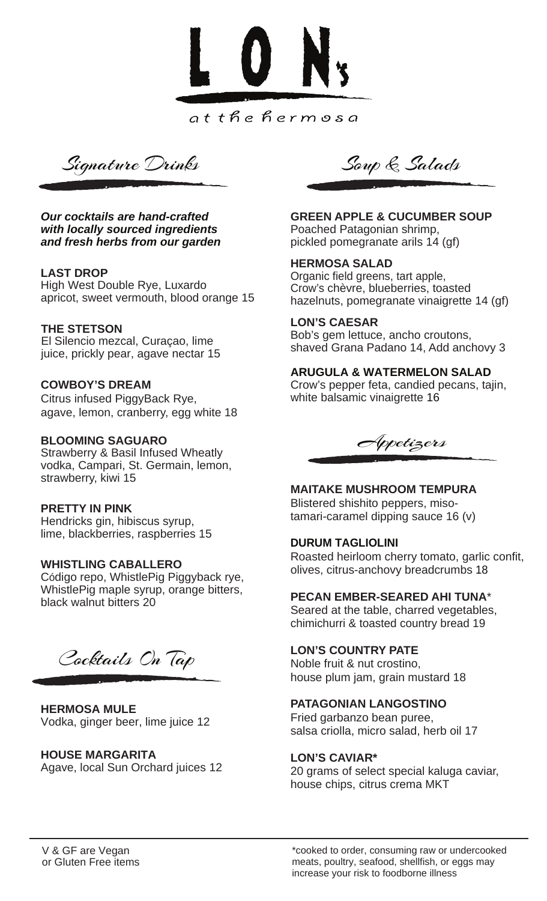# LON's

at the hermosa

## Signature Drinks

***Our cocktails are hand-crafted with locally sourced ingredients and fresh herbs from our garden***

**LAST DROP**
High West Double Rye, Luxardo apricot, sweet vermouth, blood orange 15

**THE STETSON**
El Silencio mezcal, Curaçao, lime juice, prickly pear, agave nectar 15

**COWBOY'S DREAM**
Citrus infused PiggyBack Rye, agave, lemon, cranberry, egg white 18

**BLOOMING SAGUARO**
Strawberry & Basil Infused Wheatly vodka, Campari, St. Germain, lemon, strawberry, kiwi 15

**PRETTY IN PINK**
Hendricks gin, hibiscus syrup, lime, blackberries, raspberries 15

**WHISTLING CABALLERO**
Código repo, WhistlePig Piggyback rye, WhistlePig maple syrup, orange bitters, black walnut bitters 20

## Cocktails On Tap

**HERMOSA MULE**
Vodka, ginger beer, lime juice 12

**HOUSE MARGARITA**
Agave, local Sun Orchard juices 12

## Soup & Salads

**GREEN APPLE & CUCUMBER SOUP**
Poached Patagonian shrimp, pickled pomegranate arils 14 (gf)

**HERMOSA SALAD**
Organic field greens, tart apple, Crow's chèvre, blueberries, toasted hazelnuts, pomegranate vinaigrette 14 (gf)

**LON'S CAESAR**
Bob's gem lettuce, ancho croutons, shaved Grana Padano 14, Add anchovy 3

**ARUGULA & WATERMELON SALAD**
Crow's pepper feta, candied pecans, tajin, white balsamic vinaigrette 16

## Appetizers

**MAITAKE MUSHROOM TEMPURA**
Blistered shishito peppers, miso-tamari-caramel dipping sauce 16 (v)

**DURUM TAGLIOLINI**
Roasted heirloom cherry tomato, garlic confit, olives, citrus-anchovy breadcrumbs 18

**PECAN EMBER-SEARED AHI TUNA***
Seared at the table, charred vegetables, chimichurri & toasted country bread 19

**LON'S COUNTRY PATE**
Noble fruit & nut crostino, house plum jam, grain mustard 18

**PATAGONIAN LANGOSTINO**
Fried garbanzo bean puree, salsa criolla, micro salad, herb oil 17

**LON'S CAVIAR***
20 grams of select special kaluga caviar, house chips, citrus crema MKT

---

V & GF are Vegan or Gluten Free items

*cooked to order, consuming raw or undercooked meats, poultry, seafood, shellfish, or eggs may increase your risk to foodborne illness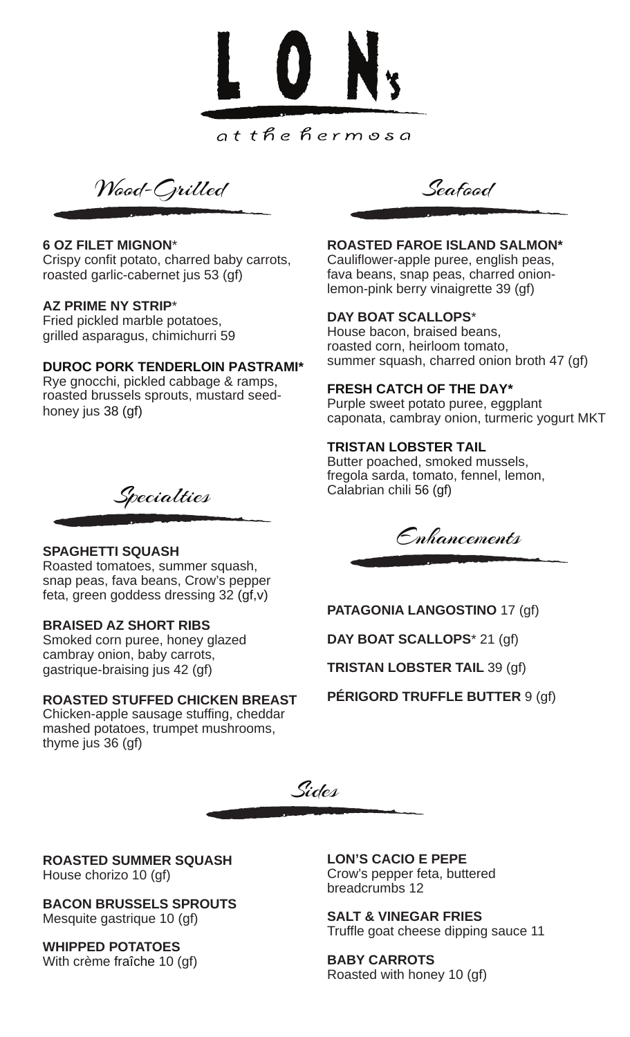# LON's

at the hermosa

## Wood-Grilled

**6 OZ FILET MIGNON***
Crispy confit potato, charred baby carrots, roasted garlic-cabernet jus 53 (gf)

**AZ PRIME NY STRIP***
Fried pickled marble potatoes, grilled asparagus, chimichurri 59

**DUROC PORK TENDERLOIN PASTRAMI***
Rye gnocchi, pickled cabbage & ramps, roasted brussels sprouts, mustard seed-honey jus 38 (gf)

## Specialties

**SPAGHETTI SQUASH**
Roasted tomatoes, summer squash, snap peas, fava beans, Crow's pepper feta, green goddess dressing 32 (gf,v)

**BRAISED AZ SHORT RIBS**
Smoked corn puree, honey glazed cambray onion, baby carrots, gastrique-braising jus 42 (gf)

**ROASTED STUFFED CHICKEN BREAST**
Chicken-apple sausage stuffing, cheddar mashed potatoes, trumpet mushrooms, thyme jus 36 (gf)

## Seafood

**ROASTED FAROE ISLAND SALMON***
Cauliflower-apple puree, english peas, fava beans, snap peas, charred onion-lemon-pink berry vinaigrette 39 (gf)

**DAY BOAT SCALLOPS***
House bacon, braised beans, roasted corn, heirloom tomato, summer squash, charred onion broth 47 (gf)

**FRESH CATCH OF THE DAY***
Purple sweet potato puree, eggplant caponata, cambray onion, turmeric yogurt MKT

**TRISTAN LOBSTER TAIL**
Butter poached, smoked mussels, fregola sarda, tomato, fennel, lemon, Calabrian chili 56 (gf)

## Enhancements

**PATAGONIA LANGOSTINO** 17 (gf)

**DAY BOAT SCALLOPS*** 21 (gf)

**TRISTAN LOBSTER TAIL** 39 (gf)

**PÉRIGORD TRUFFLE BUTTER** 9 (gf)

## Sides

**ROASTED SUMMER SQUASH**
House chorizo 10 (gf)

**BACON BRUSSELS SPROUTS**
Mesquite gastrique 10 (gf)

**WHIPPED POTATOES**
With crème fraîche 10 (gf)

**LON'S CACIO E PEPE**
Crow's pepper feta, buttered breadcrumbs 12

**SALT & VINEGAR FRIES**
Truffle goat cheese dipping sauce 11

**BABY CARROTS**
Roasted with honey 10 (gf)